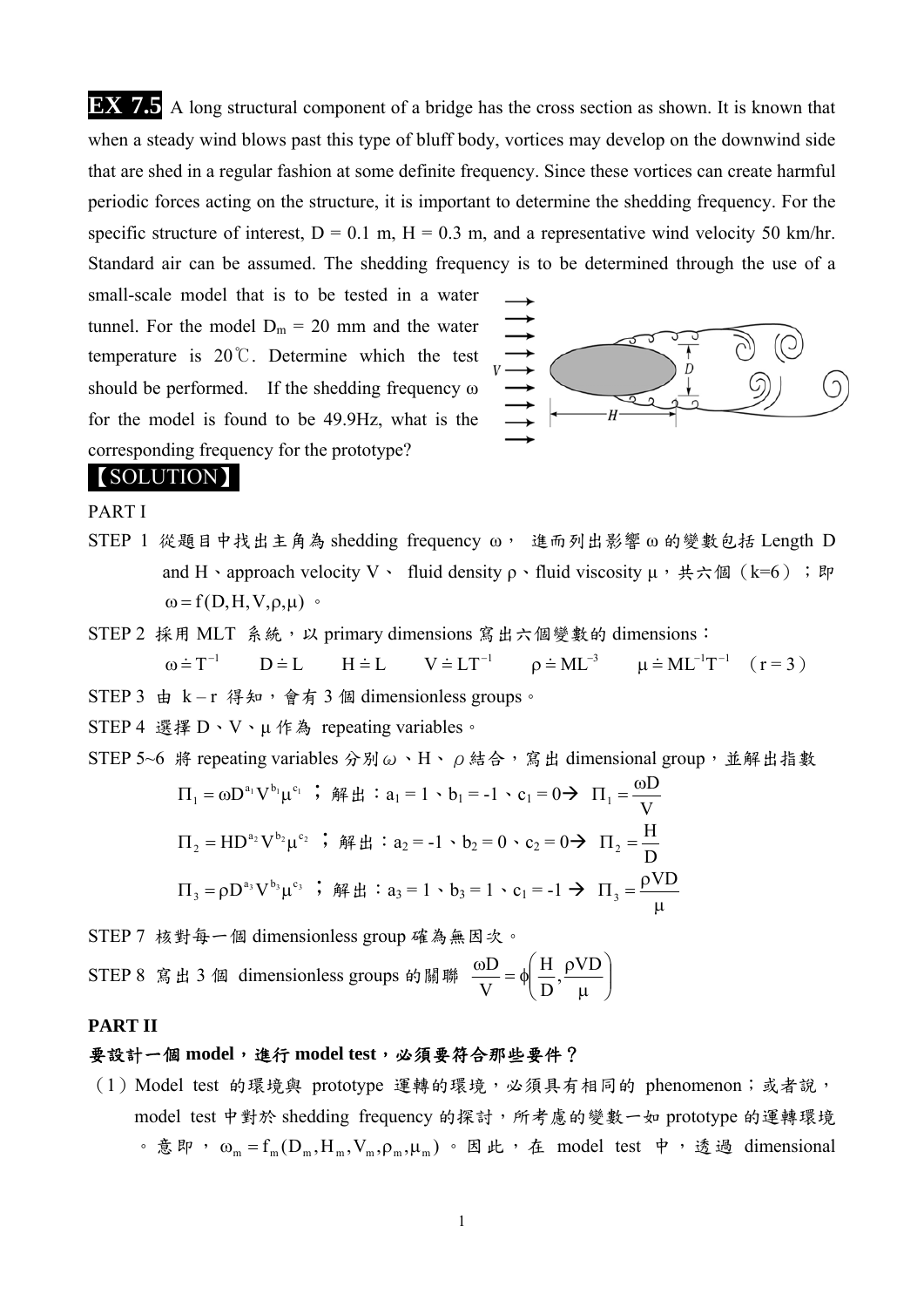**EX 7.5** A long structural component of a bridge has the cross section as shown. It is known that when a steady wind blows past this type of bluff body, vortices may develop on the downwind side that are shed in a regular fashion at some definite frequency. Since these vortices can create harmful periodic forces acting on the structure, it is important to determine the shedding frequency. For the specific structure of interest, D = 0.1 m, H = 0.3 m, and a representative wind velocity 50 km/hr. Standard air can be assumed. The shedding frequency is to be determined through the use of a small-scale model that is to be tested in a water tunnel. For the model $D_m$ = 20 mm and the water temperature is 20℃. Determine which the test should be performed. If the shedding frequency ω for the model is found to be 49.9Hz, what is the corresponding frequency for the prototype?

【SOLUTION】

PART I

STEP 1 從題目中找出主角為 shedding frequency ω， 進而列出影響 ω 的變數包括 Length D and H、approach velocity V、 fluid density ρ、fluid viscosity μ，共六個（k=6）；即 $\omega = f(D, H, V, \rho, \mu)$。

STEP 2 採用 MLT 系統，以 primary dimensions 寫出六個變數的 dimensions：

$$\omega \doteq T^{-1} \qquad D \doteq L \qquad H \doteq L \qquad V \doteq LT^{-1} \qquad \rho \doteq ML^{-3} \qquad \mu \doteq ML^{-1}T^{-1} \quad (r = 3)$$

STEP 3 由 $k - r$ 得知，會有 3 個 dimensionless groups。

STEP 4 選擇 D、V、μ 作為 repeating variables。

STEP 5~6 將 repeating variables 分別 ω、H、ρ 結合，寫出 dimensional group，並解出指數

$$\Pi_1 = \omega D^{a_1} V^{b_1} \mu^{c_1} \text{ ；解出：} a_1 = 1 \text{、} b_1 = -1 \text{、} c_1 = 0 \rightarrow \Pi_1 = \frac{\omega D}{V}$$

$$\Pi_2 = H D^{a_2} V^{b_2} \mu^{c_2} \text{ ；解出：} a_2 = -1 \text{、} b_2 = 0 \text{、} c_2 = 0 \rightarrow \Pi_2 = \frac{H}{D}$$

$$\Pi_3 = \rho D^{a_3} V^{b_3} \mu^{c_3} \text{ ；解出：} a_3 = 1 \text{、} b_3 = 1 \text{、} c_1 = -1 \rightarrow \Pi_3 = \frac{\rho V D}{\mu}$$

STEP 7 核對每一個 dimensionless group 確為無因次。

STEP 8 寫出 3 個 dimensionless groups 的關聯 $\dfrac{\omega D}{V} = \phi\left(\dfrac{H}{D}, \dfrac{\rho V D}{\mu}\right)$

**PART II**

**要設計一個 model，進行 model test，必須要符合那些要件？**

（1）Model test 的環境與 prototype 運轉的環境，必須具有相同的 phenomenon；或者說，model test 中對於 shedding frequency 的探討，所考慮的變數一如 prototype 的運轉環境。意即，$\omega_m = f_m(D_m, H_m, V_m, \rho_m, \mu_m)$。因此，在 model test 中，透過 dimensional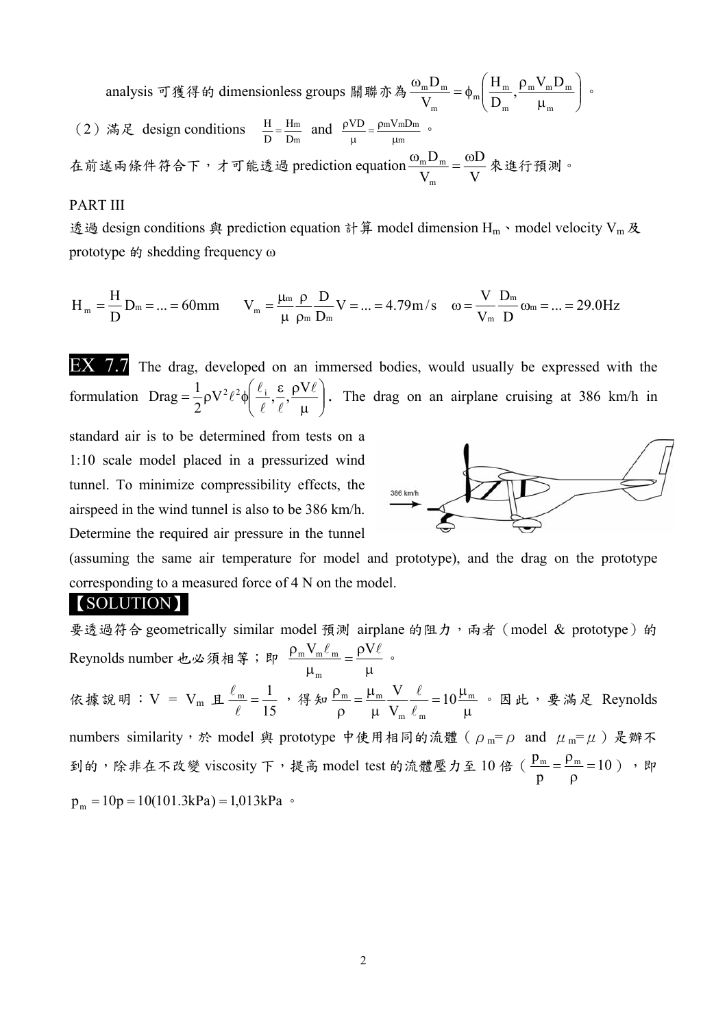analysis 可獲得的 dimensionless groups 關聯亦為 $\dfrac{\omega_m D_m}{V_m} = \phi_m\left(\dfrac{H_m}{D_m}, \dfrac{\rho_m V_m D_m}{\mu_m}\right)$ 。

（2）滿足 design conditions $\frac{H}{D} = \frac{H_m}{D_m}$ and $\frac{\rho V D}{\mu} = \frac{\rho_m V_m D_m}{\mu_m}$ 。

在前述兩條件符合下，才可能透過 prediction equation $\dfrac{\omega_m D_m}{V_m} = \dfrac{\omega D}{V}$ 來進行預測。

PART III

透過 design conditions 與 prediction equation 計算 model dimension $H_m$、model velocity $V_m$ 及 prototype 的 shedding frequency $\omega$

$$H_m = \frac{H}{D} D_m = \ldots = 60\text{mm} \qquad V_m = \frac{\mu_m}{\mu}\frac{\rho}{\rho_m}\frac{D}{D_m} V = \ldots = 4.79\text{m/s} \qquad \omega = \frac{V}{V_m}\frac{D_m}{D}\omega_m = \ldots = 29.0\text{Hz}$$

**EX 7.7** The drag, developed on an immersed bodies, would usually be expressed with the formulation $\text{Drag} = \frac{1}{2}\rho V^2 \ell^2 \phi\left(\frac{\ell_i}{\ell}, \frac{\varepsilon}{\ell}, \frac{\rho V \ell}{\mu}\right)$. The drag on an airplane cruising at 386 km/h in standard air is to be determined from tests on a 1:10 scale model placed in a pressurized wind tunnel. To minimize compressibility effects, the airspeed in the wind tunnel is also to be 386 km/h. Determine the required air pressure in the tunnel (assuming the same air temperature for model and prototype), and the drag on the prototype corresponding to a measured force of 4 N on the model.

**【SOLUTION】**

要透過符合 geometrically similar model 預測 airplane 的阻力，兩者（model & prototype）的 Reynolds number 也必須相等；即 $\dfrac{\rho_m V_m \ell_m}{\mu_m} = \dfrac{\rho V \ell}{\mu}$ 。

依據說明：$V = V_m$ 且 $\dfrac{\ell_m}{\ell} = \dfrac{1}{15}$ ，得知 $\dfrac{\rho_m}{\rho} = \dfrac{\mu_m}{\mu}\dfrac{V}{V_m}\dfrac{\ell}{\ell_m} = 10\dfrac{\mu_m}{\mu}$ 。因此，要滿足 Reynolds numbers similarity，於 model 與 prototype 中使用相同的流體（$\rho_m = \rho$ and $\mu_m = \mu$）是辦不到的，除非在不改變 viscosity 下，提高 model test 的流體壓力至 10 倍（$\dfrac{p_m}{p} = \dfrac{\rho_m}{\rho} = 10$），即

$p_m = 10p = 10(101.3\text{kPa}) = 1{,}013\text{kPa}$ 。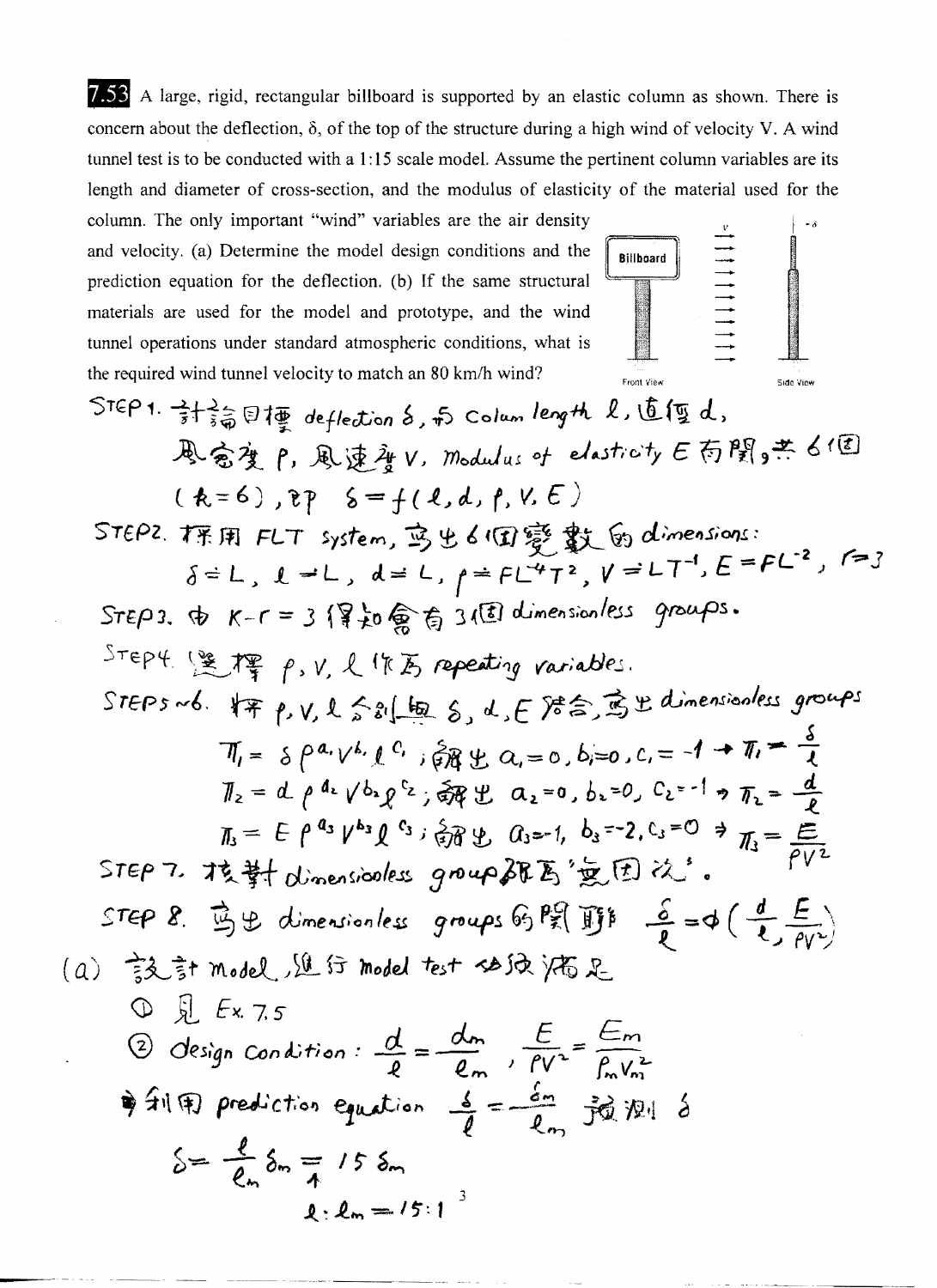**7.53** A large, rigid, rectangular billboard is supported by an elastic column as shown. There is concern about the deflection, δ, of the top of the structure during a high wind of velocity V. A wind tunnel test is to be conducted with a 1:15 scale model. Assume the pertinent column variables are its length and diameter of cross-section, and the modulus of elasticity of the material used for the column. The only important "wind" variables are the air density and velocity. (a) Determine the model design conditions and the prediction equation for the deflection. (b) If the same structural materials are used for the model and prototype, and the wind tunnel operations under standard atmospheric conditions, what is the required wind tunnel velocity to match an 80 km/h wind?

Billboard

Front View    Side View

STEP 1. 討論目標 deflection $\delta$，與 Column length $\ell$，直徑 $d$，風密度 $\rho$，風速度 $V$，Modulus of elasticity $E$ 有關，共 6 個 ($k=6$)，即 $\delta = f(\ell, d, \rho, V, E)$

STEP 2. 採用 FLT system，寫出 6 個變數的 dimensions：

$\delta \doteq L,\ \ell \doteq L,\ d \doteq L,\ \rho \doteq FL^{-4}T^{2},\ V \doteq LT^{-1},\ E = FL^{-2},\ r=3$

STEP 3. 由 $K-r=3$ 得知會有 3 個 dimensionless groups.

STEP 4. 選擇 $\rho, V, \ell$ 作為 repeating variables.

STEP 5~6. 將 $\rho, V, \ell$ 分別與 $\delta, d, E$ 結合，寫出 dimensionless groups

$\Pi_1 = \delta \rho^{a_1} V^{b_1} \ell^{c_1}$；解出 $a_1=0, b_1=0, c_1=-1 \rightarrow \Pi_1 = \frac{\delta}{\ell}$

$\Pi_2 = d \rho^{a_2} V^{b_2} \ell^{c_2}$；解出 $a_2=0, b_2=0, c_2=-1 \Rightarrow \Pi_2 = \frac{d}{\ell}$

$\Pi_3 = E \rho^{a_3} V^{b_3} \ell^{c_3}$；解出 $a_3=-1, b_3=-2, c_3=0 \Rightarrow \Pi_3 = \frac{E}{\rho V^2}$

STEP 7. 核對 dimensionless group 確為"無因次"。

STEP 8. 寫出 dimensionless groups 的關聯 $\frac{\delta}{\ell} = \phi\left(\frac{d}{\ell}, \frac{E}{\rho V^2}\right)$

(a) 設計 model，進行 model test 必須滿足

① 見 Ex. 7.5

② design Condition：$\frac{d}{\ell} = \frac{d_m}{\ell_m}$，$\frac{E}{\rho V^2} = \frac{E_m}{\rho_m V_m^2}$

⇒ 利用 prediction equation $\frac{\delta}{\ell} = \frac{\delta_m}{\ell_m}$ 預測 $\delta$

$$\delta = \frac{\ell}{\ell_m}\delta_m = 15\,\delta_m$$

$\ell : \ell_m = 15:1$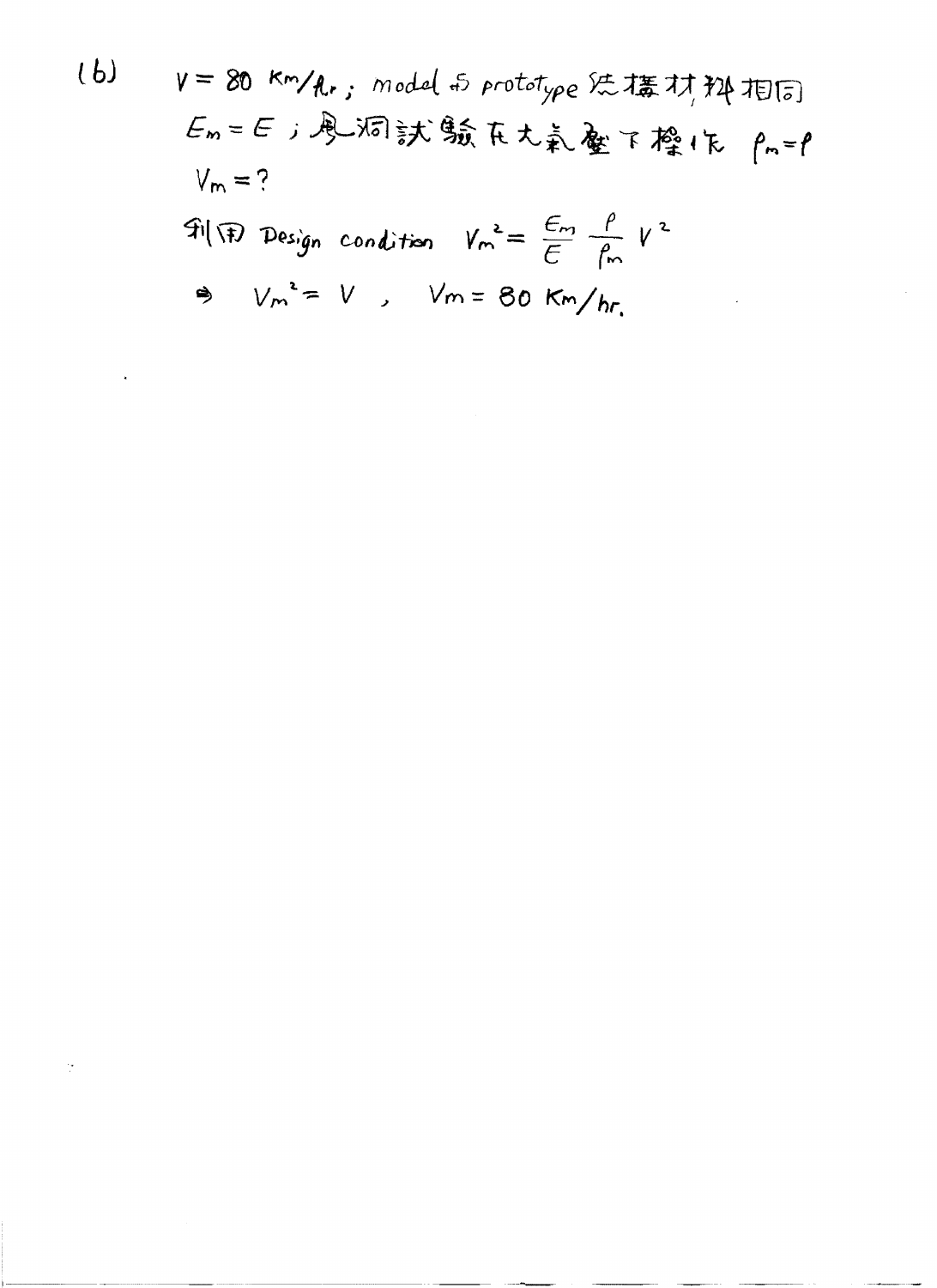(b) $V = 80\ Km/hr$; model 與 prototype 結構材料相同

$E_m = E$；風洞試驗在大氣壓下操作 $\rho_m = \rho$

$V_m = ?$

利用 Design condition $V_m^2 = \frac{E_m}{E} \frac{\rho}{\rho_m} V^2$

$\Rightarrow$ $V_m^2 = V$ , $V_m = 80\ Km/hr.$